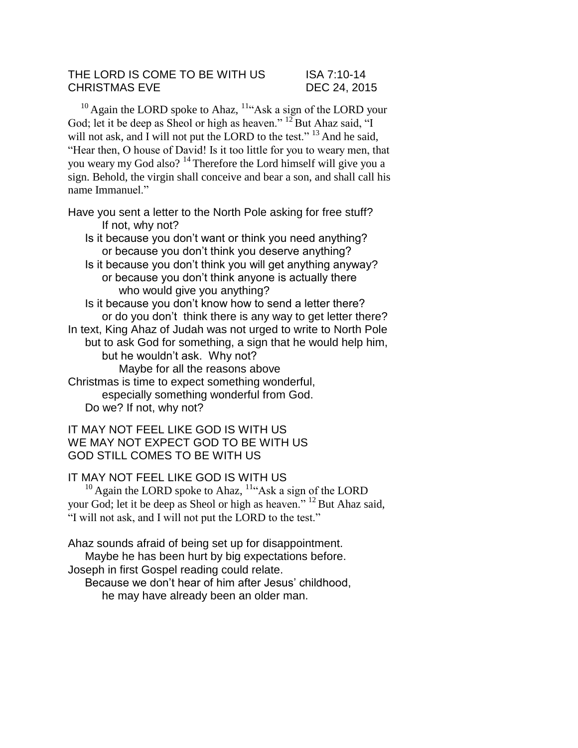THE LORD IS COME TO BE WITH US ISA 7:10-14
CHRISTMAS EVE DEC 24, 2015

[10] Again the LORD spoke to Ahaz, [11]"Ask a sign of the LORD your God; let it be deep as Sheol or high as heaven." [12] But Ahaz said, "I will not ask, and I will not put the LORD to the test." [13] And he said, "Hear then, O house of David! Is it too little for you to weary men, that you weary my God also? [14] Therefore the Lord himself will give you a sign. Behold, the virgin shall conceive and bear a son, and shall call his name Immanuel."

Have you sent a letter to the North Pole asking for free stuff?
If not, why not?
Is it because you don't want or think you need anything?
or because you don't think you deserve anything?
Is it because you don't think you will get anything anyway?
or because you don't think anyone is actually there
who would give you anything?
Is it because you don't know how to send a letter there?
or do you don't think there is any way to get letter there?
In text, King Ahaz of Judah was not urged to write to North Pole
but to ask God for something, a sign that he would help him,
but he wouldn't ask. Why not?
Maybe for all the reasons above
Christmas is time to expect something wonderful,
especially something wonderful from God.
Do we? If not, why not?

IT MAY NOT FEEL LIKE GOD IS WITH US
WE MAY NOT EXPECT GOD TO BE WITH US
GOD STILL COMES TO BE WITH US

IT MAY NOT FEEL LIKE GOD IS WITH US

[10] Again the LORD spoke to Ahaz, [11]"Ask a sign of the LORD your God; let it be deep as Sheol or high as heaven." [12] But Ahaz said, "I will not ask, and I will not put the LORD to the test."

Ahaz sounds afraid of being set up for disappointment.
Maybe he has been hurt by big expectations before.
Joseph in first Gospel reading could relate.
Because we don't hear of him after Jesus' childhood,
he may have already been an older man.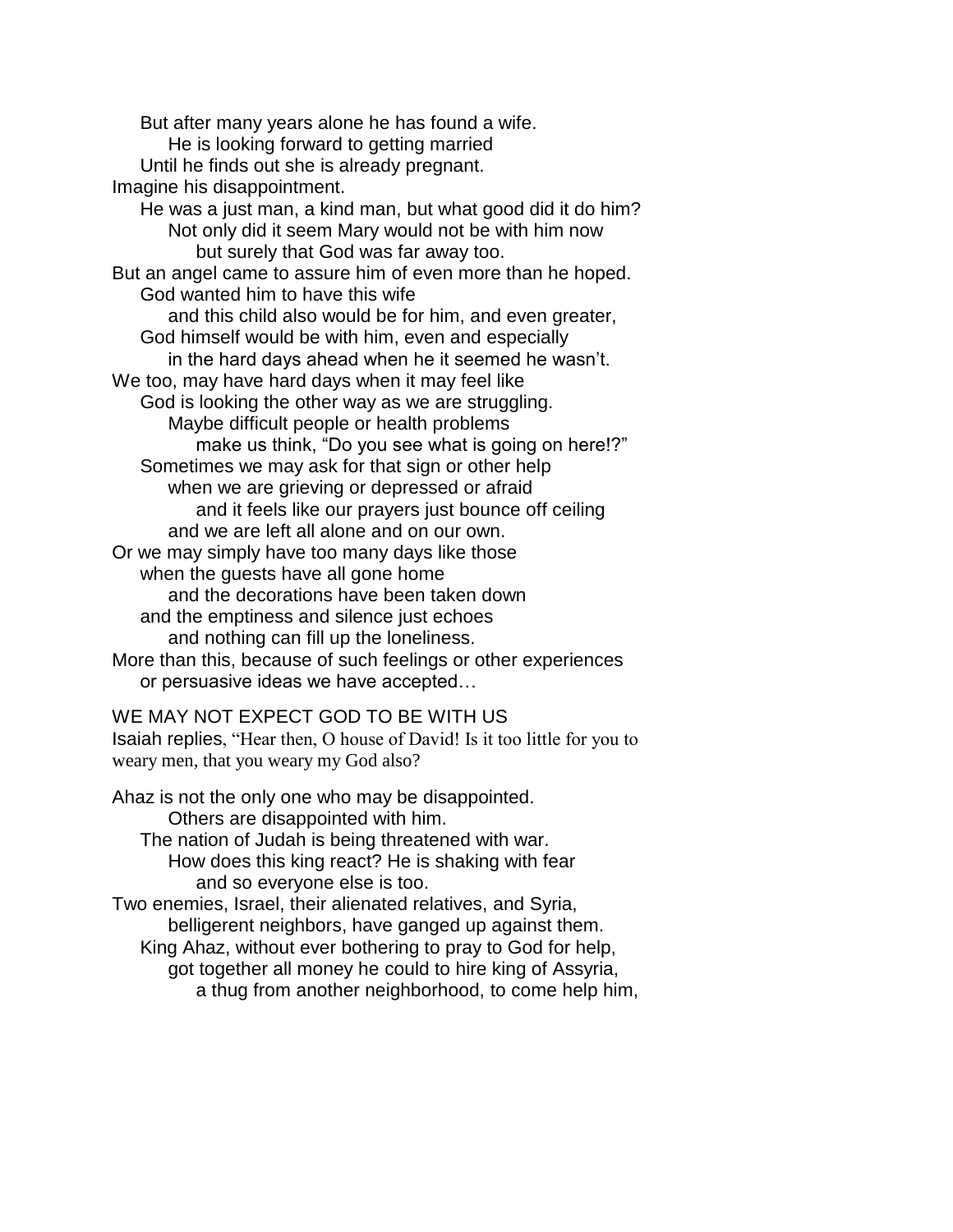But after many years alone he has found a wife.
He is looking forward to getting married
Until he finds out she is already pregnant.
Imagine his disappointment.
He was a just man, a kind man, but what good did it do him?
Not only did it seem Mary would not be with him now
but surely that God was far away too.
But an angel came to assure him of even more than he hoped.
God wanted him to have this wife
and this child also would be for him, and even greater,
God himself would be with him, even and especially
in the hard days ahead when he it seemed he wasn't.
We too, may have hard days when it may feel like
God is looking the other way as we are struggling.
Maybe difficult people or health problems
make us think, "Do you see what is going on here!?"
Sometimes we may ask for that sign or other help
when we are grieving or depressed or afraid
and it feels like our prayers just bounce off ceiling
and we are left all alone and on our own.
Or we may simply have too many days like those
when the guests have all gone home
and the decorations have been taken down
and the emptiness and silence just echoes
and nothing can fill up the loneliness.
More than this, because of such feelings or other experiences
or persuasive ideas we have accepted…

WE MAY NOT EXPECT GOD TO BE WITH US

Isaiah replies, "Hear then, O house of David! Is it too little for you to weary men, that you weary my God also?

Ahaz is not the only one who may be disappointed.
Others are disappointed with him.
The nation of Judah is being threatened with war.
How does this king react? He is shaking with fear
and so everyone else is too.
Two enemies, Israel, their alienated relatives, and Syria,
belligerent neighbors, have ganged up against them.
King Ahaz, without ever bothering to pray to God for help,
got together all money he could to hire king of Assyria,
a thug from another neighborhood, to come help him,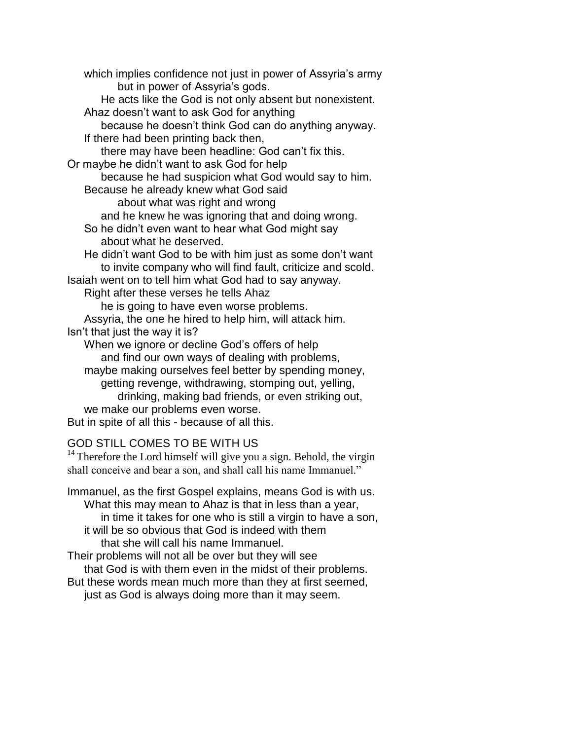which implies confidence not just in power of Assyria's army
but in power of Assyria's gods.
He acts like the God is not only absent but nonexistent.
Ahaz doesn't want to ask God for anything
because he doesn't think God can do anything anyway.
If there had been printing back then,
there may have been headline: God can't fix this.
Or maybe he didn't want to ask God for help
because he had suspicion what God would say to him.
Because he already knew what God said
about what was right and wrong
and he knew he was ignoring that and doing wrong.
So he didn't even want to hear what God might say
about what he deserved.
He didn't want God to be with him just as some don't want
to invite company who will find fault, criticize and scold.
Isaiah went on to tell him what God had to say anyway.
Right after these verses he tells Ahaz
he is going to have even worse problems.
Assyria, the one he hired to help him, will attack him.
Isn't that just the way it is?
When we ignore or decline God's offers of help
and find our own ways of dealing with problems,
maybe making ourselves feel better by spending money,
getting revenge, withdrawing, stomping out, yelling,
drinking, making bad friends, or even striking out,
we make our problems even worse.
But in spite of all this - because of all this.

GOD STILL COMES TO BE WITH US

[14] Therefore the Lord himself will give you a sign. Behold, the virgin shall conceive and bear a son, and shall call his name Immanuel."

Immanuel, as the first Gospel explains, means God is with us.
What this may mean to Ahaz is that in less than a year,
in time it takes for one who is still a virgin to have a son,
it will be so obvious that God is indeed with them
that she will call his name Immanuel.
Their problems will not all be over but they will see
that God is with them even in the midst of their problems.
But these words mean much more than they at first seemed,
just as God is always doing more than it may seem.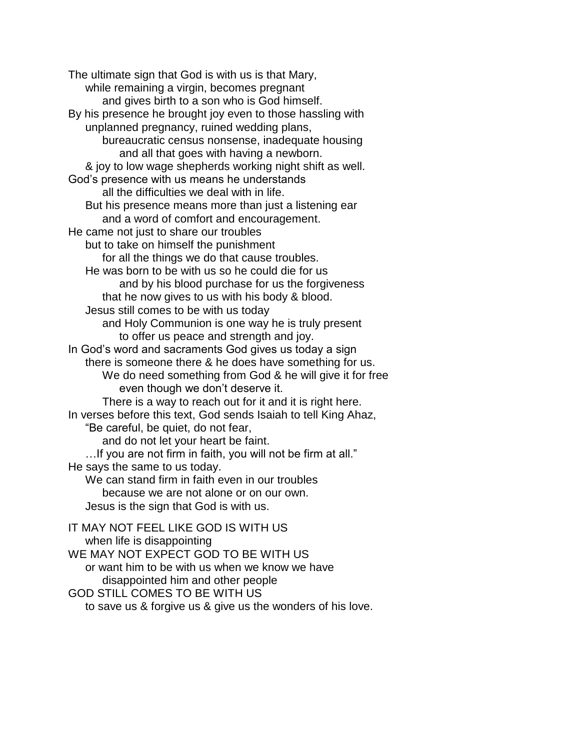The ultimate sign that God is with us is that Mary,
while remaining a virgin, becomes pregnant
and gives birth to a son who is God himself.
By his presence he brought joy even to those hassling with
unplanned pregnancy, ruined wedding plans,
bureaucratic census nonsense, inadequate housing
and all that goes with having a newborn.
& joy to low wage shepherds working night shift as well.
God's presence with us means he understands
all the difficulties we deal with in life.
But his presence means more than just a listening ear
and a word of comfort and encouragement.
He came not just to share our troubles
but to take on himself the punishment
for all the things we do that cause troubles.
He was born to be with us so he could die for us
and by his blood purchase for us the forgiveness
that he now gives to us with his body & blood.
Jesus still comes to be with us today
and Holy Communion is one way he is truly present
to offer us peace and strength and joy.
In God's word and sacraments God gives us today a sign
there is someone there & he does have something for us.
We do need something from God & he will give it for free
even though we don't deserve it.
There is a way to reach out for it and it is right here.
In verses before this text, God sends Isaiah to tell King Ahaz,
"Be careful, be quiet, do not fear,
and do not let your heart be faint.
…If you are not firm in faith, you will not be firm at all."
He says the same to us today.
We can stand firm in faith even in our troubles
because we are not alone or on our own.
Jesus is the sign that God is with us.

IT MAY NOT FEEL LIKE GOD IS WITH US
when life is disappointing
WE MAY NOT EXPECT GOD TO BE WITH US
or want him to be with us when we know we have
disappointed him and other people
GOD STILL COMES TO BE WITH US
to save us & forgive us & give us the wonders of his love.